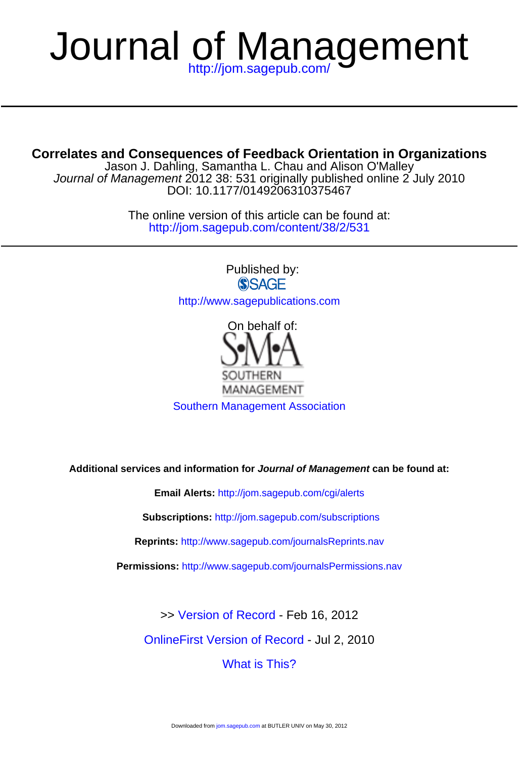# Journal of Management

http://jom.sagepub.com/

---

## Correlates and Consequences of Feedback Orientation in Organizations

Jason J. Dahling, Samantha L. Chau and Alison O'Malley

*Journal of Management* 2012 38: 531 originally published online 2 July 2010

DOI: 10.1177/0149206310375467

The online version of this article can be found at:

http://jom.sagepub.com/content/38/2/531

---

Published by:

SAGE

http://www.sagepublications.com

On behalf of:

S•M•A SOUTHERN MANAGEMENT

Southern Management Association

**Additional services and information for *Journal of Management* can be found at:**

**Email Alerts:** http://jom.sagepub.com/cgi/alerts

**Subscriptions:** http://jom.sagepub.com/subscriptions

**Reprints:** http://www.sagepub.com/journalsReprints.nav

**Permissions:** http://www.sagepub.com/journalsPermissions.nav

>> Version of Record - Feb 16, 2012

OnlineFirst Version of Record - Jul 2, 2010

What is This?

Downloaded from jom.sagepub.com at BUTLER UNIV on May 30, 2012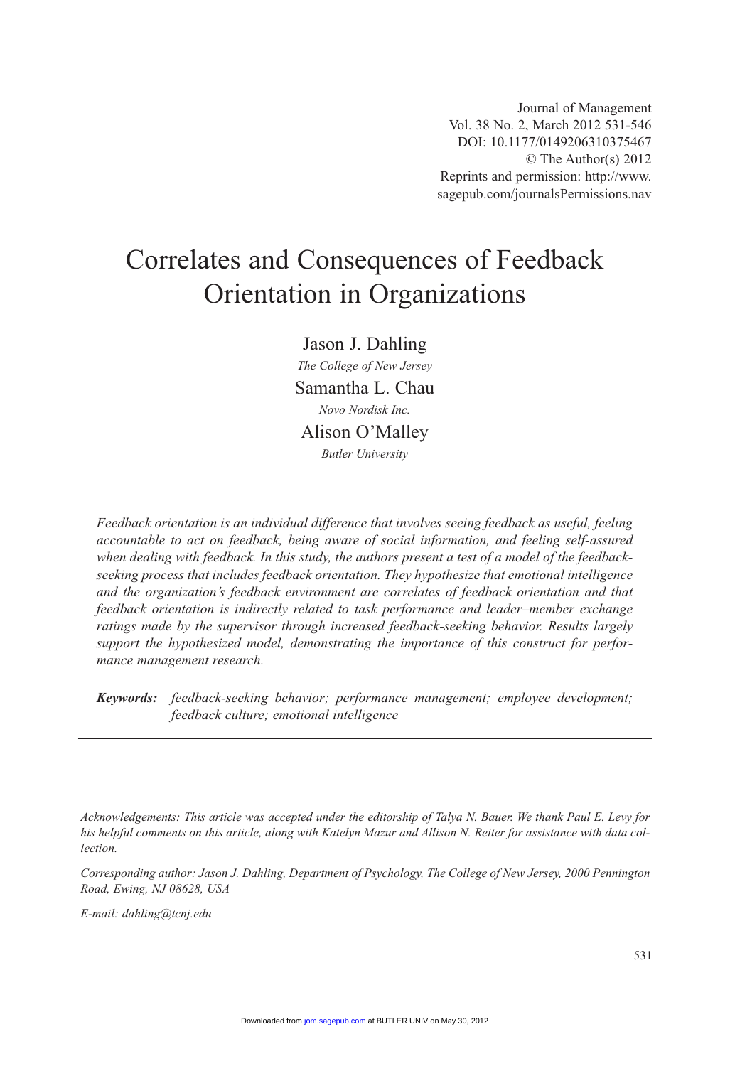# Correlates and Consequences of Feedback Orientation in Organizations

Jason J. Dahling
*The College of New Jersey*

Samantha L. Chau
*Novo Nordisk Inc.*

Alison O'Malley
*Butler University*

---

*Feedback orientation is an individual difference that involves seeing feedback as useful, feeling accountable to act on feedback, being aware of social information, and feeling self-assured when dealing with feedback. In this study, the authors present a test of a model of the feedback-seeking process that includes feedback orientation. They hypothesize that emotional intelligence and the organization's feedback environment are correlates of feedback orientation and that feedback orientation is indirectly related to task performance and leader–member exchange ratings made by the supervisor through increased feedback-seeking behavior. Results largely support the hypothesized model, demonstrating the importance of this construct for performance management research.*

***Keywords:*** *feedback-seeking behavior; performance management; employee development; feedback culture; emotional intelligence*

---

*Acknowledgements: This article was accepted under the editorship of Talya N. Bauer. We thank Paul E. Levy for his helpful comments on this article, along with Katelyn Mazur and Allison N. Reiter for assistance with data collection.*

*Corresponding author: Jason J. Dahling, Department of Psychology, The College of New Jersey, 2000 Pennington Road, Ewing, NJ 08628, USA*

*E-mail: dahling@tcnj.edu*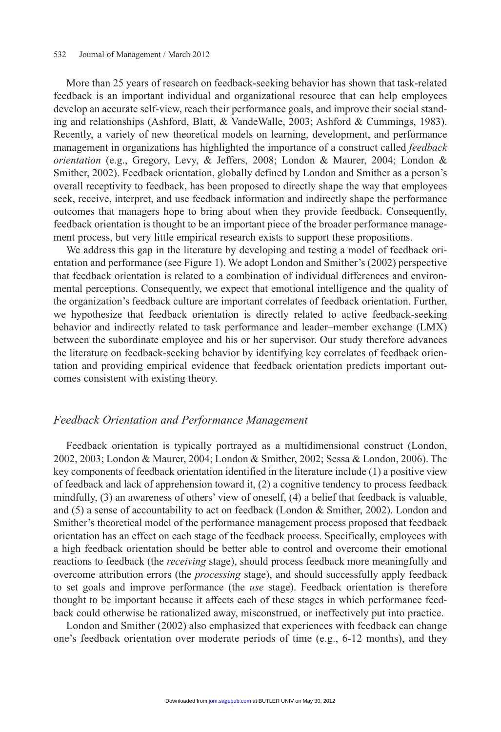More than 25 years of research on feedback-seeking behavior has shown that task-related feedback is an important individual and organizational resource that can help employees develop an accurate self-view, reach their performance goals, and improve their social standing and relationships (Ashford, Blatt, & VandeWalle, 2003; Ashford & Cummings, 1983). Recently, a variety of new theoretical models on learning, development, and performance management in organizations has highlighted the importance of a construct called *feedback orientation* (e.g., Gregory, Levy, & Jeffers, 2008; London & Maurer, 2004; London & Smither, 2002). Feedback orientation, globally defined by London and Smither as a person's overall receptivity to feedback, has been proposed to directly shape the way that employees seek, receive, interpret, and use feedback information and indirectly shape the performance outcomes that managers hope to bring about when they provide feedback. Consequently, feedback orientation is thought to be an important piece of the broader performance management process, but very little empirical research exists to support these propositions.

We address this gap in the literature by developing and testing a model of feedback orientation and performance (see Figure 1). We adopt London and Smither's (2002) perspective that feedback orientation is related to a combination of individual differences and environmental perceptions. Consequently, we expect that emotional intelligence and the quality of the organization's feedback culture are important correlates of feedback orientation. Further, we hypothesize that feedback orientation is directly related to active feedback-seeking behavior and indirectly related to task performance and leader–member exchange (LMX) between the subordinate employee and his or her supervisor. Our study therefore advances the literature on feedback-seeking behavior by identifying key correlates of feedback orientation and providing empirical evidence that feedback orientation predicts important outcomes consistent with existing theory.

## *Feedback Orientation and Performance Management*

Feedback orientation is typically portrayed as a multidimensional construct (London, 2002, 2003; London & Maurer, 2004; London & Smither, 2002; Sessa & London, 2006). The key components of feedback orientation identified in the literature include (1) a positive view of feedback and lack of apprehension toward it, (2) a cognitive tendency to process feedback mindfully, (3) an awareness of others' view of oneself, (4) a belief that feedback is valuable, and (5) a sense of accountability to act on feedback (London & Smither, 2002). London and Smither's theoretical model of the performance management process proposed that feedback orientation has an effect on each stage of the feedback process. Specifically, employees with a high feedback orientation should be better able to control and overcome their emotional reactions to feedback (the *receiving* stage), should process feedback more meaningfully and overcome attribution errors (the *processing* stage), and should successfully apply feedback to set goals and improve performance (the *use* stage). Feedback orientation is therefore thought to be important because it affects each of these stages in which performance feedback could otherwise be rationalized away, misconstrued, or ineffectively put into practice.

London and Smither (2002) also emphasized that experiences with feedback can change one's feedback orientation over moderate periods of time (e.g., 6-12 months), and they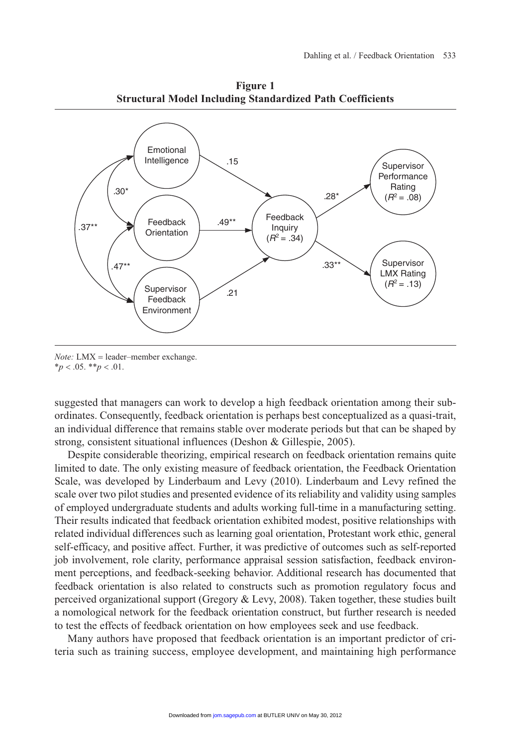**Figure 1**
**Structural Model Including Standardized Path Coefficients**

*Note:* LMX = leader–member exchange.
*$p < .05$. **$p < .01$.

suggested that managers can work to develop a high feedback orientation among their subordinates. Consequently, feedback orientation is perhaps best conceptualized as a quasi-trait, an individual difference that remains stable over moderate periods but that can be shaped by strong, consistent situational influences (Deshon & Gillespie, 2005).

Despite considerable theorizing, empirical research on feedback orientation remains quite limited to date. The only existing measure of feedback orientation, the Feedback Orientation Scale, was developed by Linderbaum and Levy (2010). Linderbaum and Levy refined the scale over two pilot studies and presented evidence of its reliability and validity using samples of employed undergraduate students and adults working full-time in a manufacturing setting. Their results indicated that feedback orientation exhibited modest, positive relationships with related individual differences such as learning goal orientation, Protestant work ethic, general self-efficacy, and positive affect. Further, it was predictive of outcomes such as self-reported job involvement, role clarity, performance appraisal session satisfaction, feedback environment perceptions, and feedback-seeking behavior. Additional research has documented that feedback orientation is also related to constructs such as promotion regulatory focus and perceived organizational support (Gregory & Levy, 2008). Taken together, these studies built a nomological network for the feedback orientation construct, but further research is needed to test the effects of feedback orientation on how employees seek and use feedback.

Many authors have proposed that feedback orientation is an important predictor of criteria such as training success, employee development, and maintaining high performance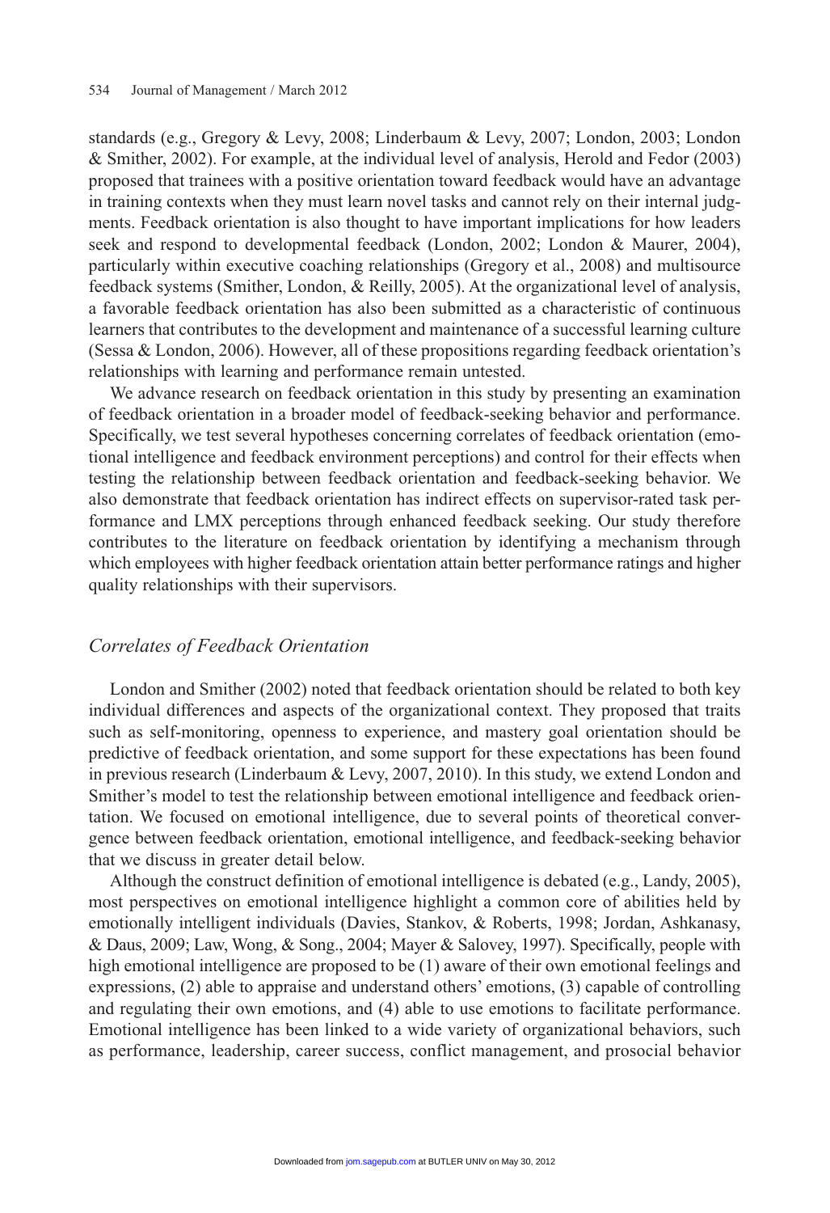standards (e.g., Gregory & Levy, 2008; Linderbaum & Levy, 2007; London, 2003; London & Smither, 2002). For example, at the individual level of analysis, Herold and Fedor (2003) proposed that trainees with a positive orientation toward feedback would have an advantage in training contexts when they must learn novel tasks and cannot rely on their internal judgments. Feedback orientation is also thought to have important implications for how leaders seek and respond to developmental feedback (London, 2002; London & Maurer, 2004), particularly within executive coaching relationships (Gregory et al., 2008) and multisource feedback systems (Smither, London, & Reilly, 2005). At the organizational level of analysis, a favorable feedback orientation has also been submitted as a characteristic of continuous learners that contributes to the development and maintenance of a successful learning culture (Sessa & London, 2006). However, all of these propositions regarding feedback orientation's relationships with learning and performance remain untested.

We advance research on feedback orientation in this study by presenting an examination of feedback orientation in a broader model of feedback-seeking behavior and performance. Specifically, we test several hypotheses concerning correlates of feedback orientation (emotional intelligence and feedback environment perceptions) and control for their effects when testing the relationship between feedback orientation and feedback-seeking behavior. We also demonstrate that feedback orientation has indirect effects on supervisor-rated task performance and LMX perceptions through enhanced feedback seeking. Our study therefore contributes to the literature on feedback orientation by identifying a mechanism through which employees with higher feedback orientation attain better performance ratings and higher quality relationships with their supervisors.

## *Correlates of Feedback Orientation*

London and Smither (2002) noted that feedback orientation should be related to both key individual differences and aspects of the organizational context. They proposed that traits such as self-monitoring, openness to experience, and mastery goal orientation should be predictive of feedback orientation, and some support for these expectations has been found in previous research (Linderbaum & Levy, 2007, 2010). In this study, we extend London and Smither's model to test the relationship between emotional intelligence and feedback orientation. We focused on emotional intelligence, due to several points of theoretical convergence between feedback orientation, emotional intelligence, and feedback-seeking behavior that we discuss in greater detail below.

Although the construct definition of emotional intelligence is debated (e.g., Landy, 2005), most perspectives on emotional intelligence highlight a common core of abilities held by emotionally intelligent individuals (Davies, Stankov, & Roberts, 1998; Jordan, Ashkanasy, & Daus, 2009; Law, Wong, & Song., 2004; Mayer & Salovey, 1997). Specifically, people with high emotional intelligence are proposed to be (1) aware of their own emotional feelings and expressions, (2) able to appraise and understand others' emotions, (3) capable of controlling and regulating their own emotions, and (4) able to use emotions to facilitate performance. Emotional intelligence has been linked to a wide variety of organizational behaviors, such as performance, leadership, career success, conflict management, and prosocial behavior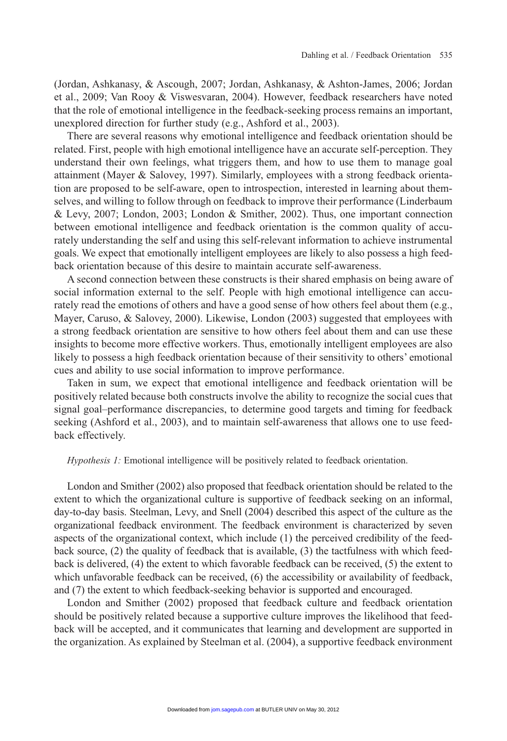(Jordan, Ashkanasy, & Ascough, 2007; Jordan, Ashkanasy, & Ashton-James, 2006; Jordan et al., 2009; Van Rooy & Viswesvaran, 2004). However, feedback researchers have noted that the role of emotional intelligence in the feedback-seeking process remains an important, unexplored direction for further study (e.g., Ashford et al., 2003).

There are several reasons why emotional intelligence and feedback orientation should be related. First, people with high emotional intelligence have an accurate self-perception. They understand their own feelings, what triggers them, and how to use them to manage goal attainment (Mayer & Salovey, 1997). Similarly, employees with a strong feedback orientation are proposed to be self-aware, open to introspection, interested in learning about themselves, and willing to follow through on feedback to improve their performance (Linderbaum & Levy, 2007; London, 2003; London & Smither, 2002). Thus, one important connection between emotional intelligence and feedback orientation is the common quality of accurately understanding the self and using this self-relevant information to achieve instrumental goals. We expect that emotionally intelligent employees are likely to also possess a high feedback orientation because of this desire to maintain accurate self-awareness.

A second connection between these constructs is their shared emphasis on being aware of social information external to the self. People with high emotional intelligence can accurately read the emotions of others and have a good sense of how others feel about them (e.g., Mayer, Caruso, & Salovey, 2000). Likewise, London (2003) suggested that employees with a strong feedback orientation are sensitive to how others feel about them and can use these insights to become more effective workers. Thus, emotionally intelligent employees are also likely to possess a high feedback orientation because of their sensitivity to others' emotional cues and ability to use social information to improve performance.

Taken in sum, we expect that emotional intelligence and feedback orientation will be positively related because both constructs involve the ability to recognize the social cues that signal goal–performance discrepancies, to determine good targets and timing for feedback seeking (Ashford et al., 2003), and to maintain self-awareness that allows one to use feedback effectively.

*Hypothesis 1:* Emotional intelligence will be positively related to feedback orientation.

London and Smither (2002) also proposed that feedback orientation should be related to the extent to which the organizational culture is supportive of feedback seeking on an informal, day-to-day basis. Steelman, Levy, and Snell (2004) described this aspect of the culture as the organizational feedback environment. The feedback environment is characterized by seven aspects of the organizational context, which include (1) the perceived credibility of the feedback source, (2) the quality of feedback that is available, (3) the tactfulness with which feedback is delivered, (4) the extent to which favorable feedback can be received, (5) the extent to which unfavorable feedback can be received, (6) the accessibility or availability of feedback, and (7) the extent to which feedback-seeking behavior is supported and encouraged.

London and Smither (2002) proposed that feedback culture and feedback orientation should be positively related because a supportive culture improves the likelihood that feedback will be accepted, and it communicates that learning and development are supported in the organization. As explained by Steelman et al. (2004), a supportive feedback environment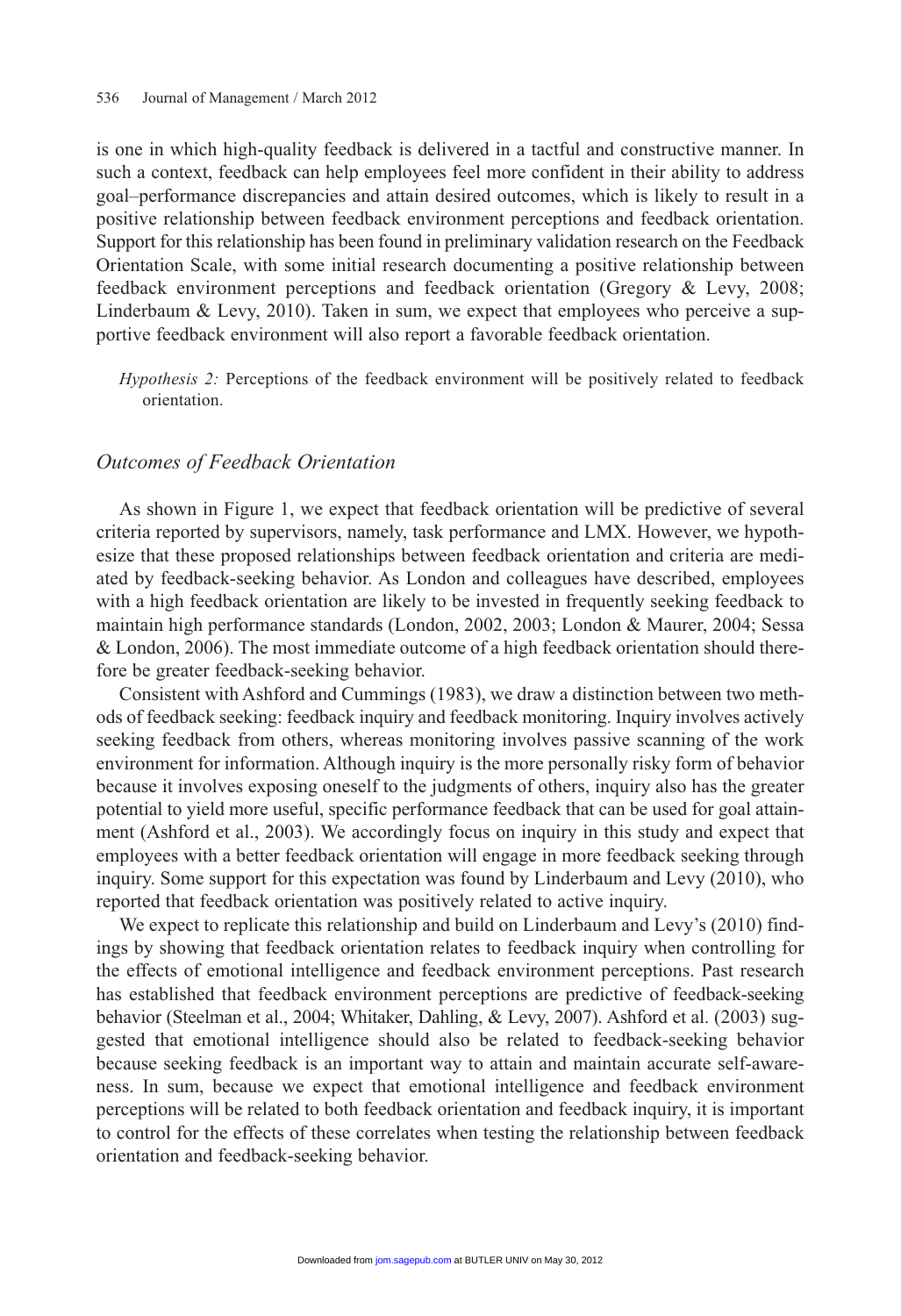is one in which high-quality feedback is delivered in a tactful and constructive manner. In such a context, feedback can help employees feel more confident in their ability to address goal–performance discrepancies and attain desired outcomes, which is likely to result in a positive relationship between feedback environment perceptions and feedback orientation. Support for this relationship has been found in preliminary validation research on the Feedback Orientation Scale, with some initial research documenting a positive relationship between feedback environment perceptions and feedback orientation (Gregory & Levy, 2008; Linderbaum & Levy, 2010). Taken in sum, we expect that employees who perceive a supportive feedback environment will also report a favorable feedback orientation.

> *Hypothesis 2:* Perceptions of the feedback environment will be positively related to feedback orientation.

### *Outcomes of Feedback Orientation*

As shown in Figure 1, we expect that feedback orientation will be predictive of several criteria reported by supervisors, namely, task performance and LMX. However, we hypothesize that these proposed relationships between feedback orientation and criteria are mediated by feedback-seeking behavior. As London and colleagues have described, employees with a high feedback orientation are likely to be invested in frequently seeking feedback to maintain high performance standards (London, 2002, 2003; London & Maurer, 2004; Sessa & London, 2006). The most immediate outcome of a high feedback orientation should therefore be greater feedback-seeking behavior.

Consistent with Ashford and Cummings (1983), we draw a distinction between two methods of feedback seeking: feedback inquiry and feedback monitoring. Inquiry involves actively seeking feedback from others, whereas monitoring involves passive scanning of the work environment for information. Although inquiry is the more personally risky form of behavior because it involves exposing oneself to the judgments of others, inquiry also has the greater potential to yield more useful, specific performance feedback that can be used for goal attainment (Ashford et al., 2003). We accordingly focus on inquiry in this study and expect that employees with a better feedback orientation will engage in more feedback seeking through inquiry. Some support for this expectation was found by Linderbaum and Levy (2010), who reported that feedback orientation was positively related to active inquiry.

We expect to replicate this relationship and build on Linderbaum and Levy's (2010) findings by showing that feedback orientation relates to feedback inquiry when controlling for the effects of emotional intelligence and feedback environment perceptions. Past research has established that feedback environment perceptions are predictive of feedback-seeking behavior (Steelman et al., 2004; Whitaker, Dahling, & Levy, 2007). Ashford et al. (2003) suggested that emotional intelligence should also be related to feedback-seeking behavior because seeking feedback is an important way to attain and maintain accurate self-awareness. In sum, because we expect that emotional intelligence and feedback environment perceptions will be related to both feedback orientation and feedback inquiry, it is important to control for the effects of these correlates when testing the relationship between feedback orientation and feedback-seeking behavior.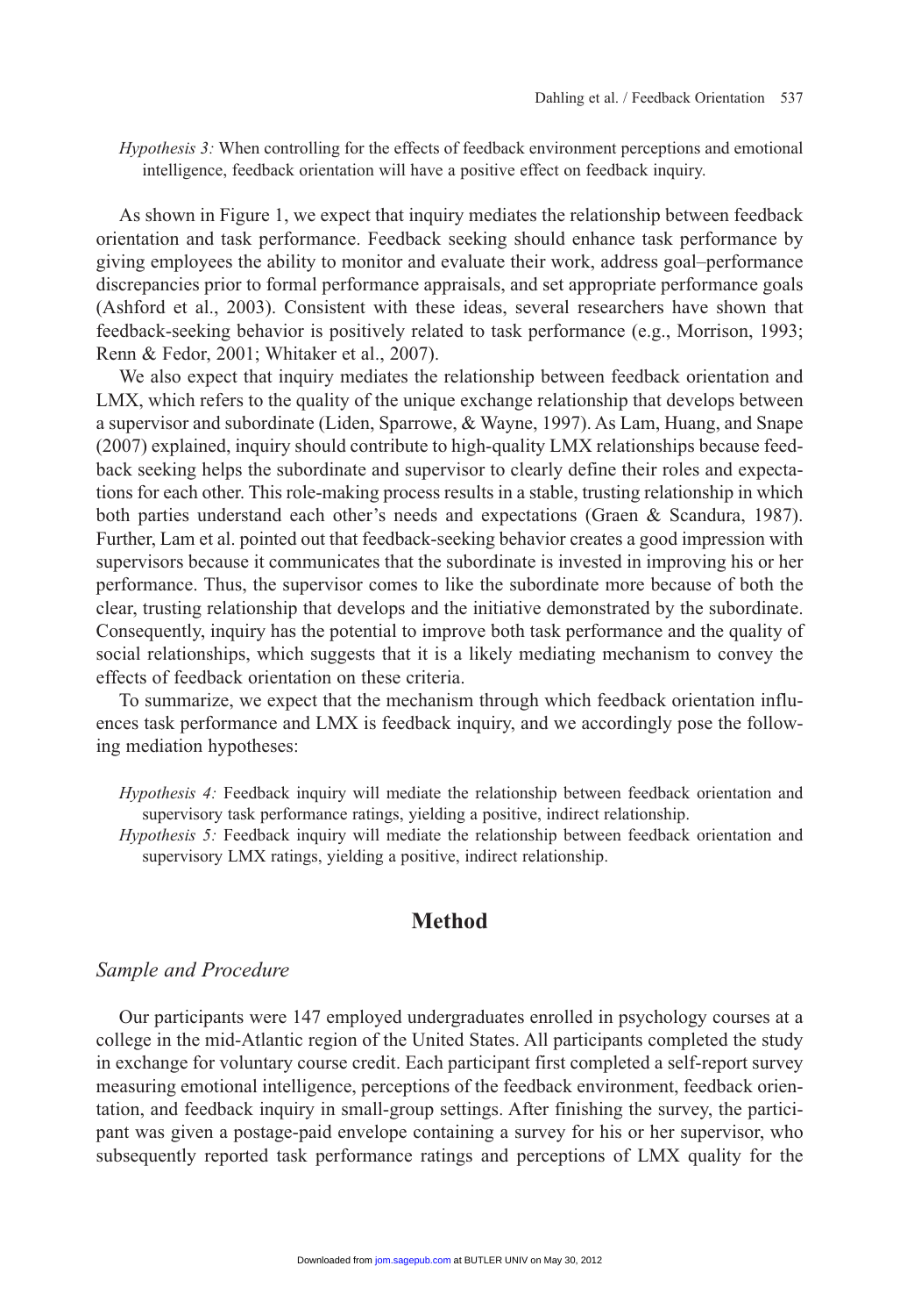*Hypothesis 3:* When controlling for the effects of feedback environment perceptions and emotional intelligence, feedback orientation will have a positive effect on feedback inquiry.

As shown in Figure 1, we expect that inquiry mediates the relationship between feedback orientation and task performance. Feedback seeking should enhance task performance by giving employees the ability to monitor and evaluate their work, address goal–performance discrepancies prior to formal performance appraisals, and set appropriate performance goals (Ashford et al., 2003). Consistent with these ideas, several researchers have shown that feedback-seeking behavior is positively related to task performance (e.g., Morrison, 1993; Renn & Fedor, 2001; Whitaker et al., 2007).

We also expect that inquiry mediates the relationship between feedback orientation and LMX, which refers to the quality of the unique exchange relationship that develops between a supervisor and subordinate (Liden, Sparrowe, & Wayne, 1997). As Lam, Huang, and Snape (2007) explained, inquiry should contribute to high-quality LMX relationships because feedback seeking helps the subordinate and supervisor to clearly define their roles and expectations for each other. This role-making process results in a stable, trusting relationship in which both parties understand each other's needs and expectations (Graen & Scandura, 1987). Further, Lam et al. pointed out that feedback-seeking behavior creates a good impression with supervisors because it communicates that the subordinate is invested in improving his or her performance. Thus, the supervisor comes to like the subordinate more because of both the clear, trusting relationship that develops and the initiative demonstrated by the subordinate. Consequently, inquiry has the potential to improve both task performance and the quality of social relationships, which suggests that it is a likely mediating mechanism to convey the effects of feedback orientation on these criteria.

To summarize, we expect that the mechanism through which feedback orientation influences task performance and LMX is feedback inquiry, and we accordingly pose the following mediation hypotheses:

*Hypothesis 4:* Feedback inquiry will mediate the relationship between feedback orientation and supervisory task performance ratings, yielding a positive, indirect relationship.

*Hypothesis 5:* Feedback inquiry will mediate the relationship between feedback orientation and supervisory LMX ratings, yielding a positive, indirect relationship.

## Method

### *Sample and Procedure*

Our participants were 147 employed undergraduates enrolled in psychology courses at a college in the mid-Atlantic region of the United States. All participants completed the study in exchange for voluntary course credit. Each participant first completed a self-report survey measuring emotional intelligence, perceptions of the feedback environment, feedback orientation, and feedback inquiry in small-group settings. After finishing the survey, the participant was given a postage-paid envelope containing a survey for his or her supervisor, who subsequently reported task performance ratings and perceptions of LMX quality for the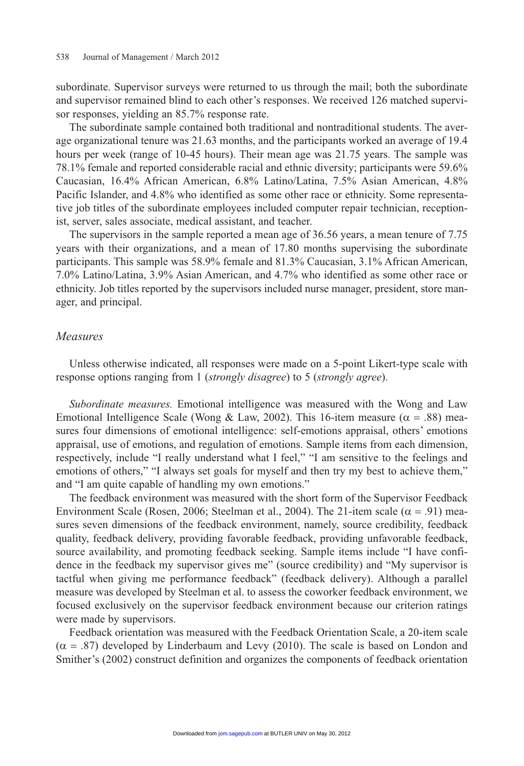subordinate. Supervisor surveys were returned to us through the mail; both the subordinate and supervisor remained blind to each other's responses. We received 126 matched supervisor responses, yielding an 85.7% response rate.

The subordinate sample contained both traditional and nontraditional students. The average organizational tenure was 21.63 months, and the participants worked an average of 19.4 hours per week (range of 10-45 hours). Their mean age was 21.75 years. The sample was 78.1% female and reported considerable racial and ethnic diversity; participants were 59.6% Caucasian, 16.4% African American, 6.8% Latino/Latina, 7.5% Asian American, 4.8% Pacific Islander, and 4.8% who identified as some other race or ethnicity. Some representative job titles of the subordinate employees included computer repair technician, receptionist, server, sales associate, medical assistant, and teacher.

The supervisors in the sample reported a mean age of 36.56 years, a mean tenure of 7.75 years with their organizations, and a mean of 17.80 months supervising the subordinate participants. This sample was 58.9% female and 81.3% Caucasian, 3.1% African American, 7.0% Latino/Latina, 3.9% Asian American, and 4.7% who identified as some other race or ethnicity. Job titles reported by the supervisors included nurse manager, president, store manager, and principal.

### *Measures*

Unless otherwise indicated, all responses were made on a 5-point Likert-type scale with response options ranging from 1 (*strongly disagree*) to 5 (*strongly agree*).

*Subordinate measures.* Emotional intelligence was measured with the Wong and Law Emotional Intelligence Scale (Wong & Law, 2002). This 16-item measure ($\alpha = .88$) measures four dimensions of emotional intelligence: self-emotions appraisal, others' emotions appraisal, use of emotions, and regulation of emotions. Sample items from each dimension, respectively, include "I really understand what I feel," "I am sensitive to the feelings and emotions of others," "I always set goals for myself and then try my best to achieve them," and "I am quite capable of handling my own emotions."

The feedback environment was measured with the short form of the Supervisor Feedback Environment Scale (Rosen, 2006; Steelman et al., 2004). The 21-item scale ($\alpha = .91$) measures seven dimensions of the feedback environment, namely, source credibility, feedback quality, feedback delivery, providing favorable feedback, providing unfavorable feedback, source availability, and promoting feedback seeking. Sample items include "I have confidence in the feedback my supervisor gives me" (source credibility) and "My supervisor is tactful when giving me performance feedback" (feedback delivery). Although a parallel measure was developed by Steelman et al. to assess the coworker feedback environment, we focused exclusively on the supervisor feedback environment because our criterion ratings were made by supervisors.

Feedback orientation was measured with the Feedback Orientation Scale, a 20-item scale ($\alpha = .87$) developed by Linderbaum and Levy (2010). The scale is based on London and Smither's (2002) construct definition and organizes the components of feedback orientation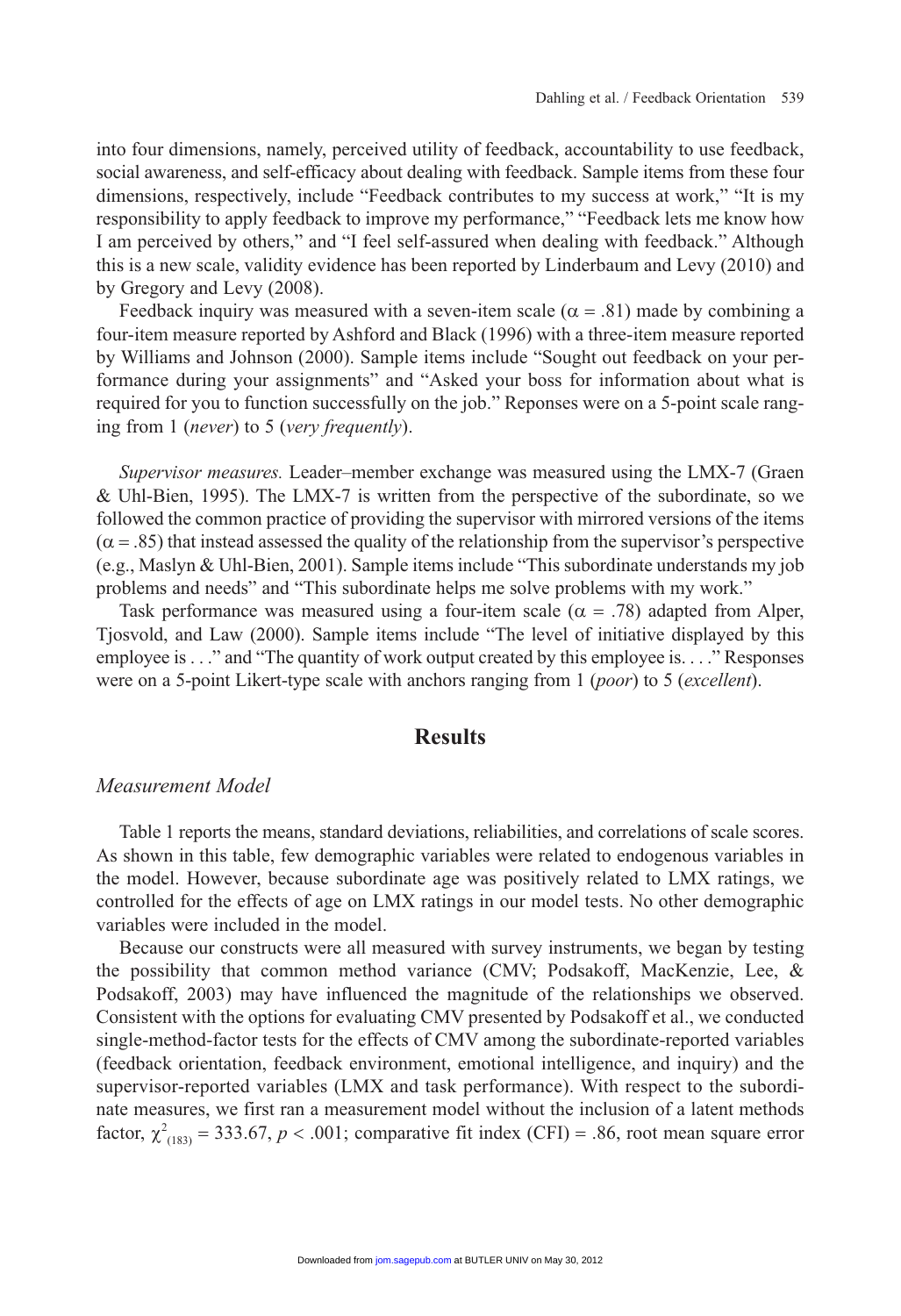into four dimensions, namely, perceived utility of feedback, accountability to use feedback, social awareness, and self-efficacy about dealing with feedback. Sample items from these four dimensions, respectively, include "Feedback contributes to my success at work," "It is my responsibility to apply feedback to improve my performance," "Feedback lets me know how I am perceived by others," and "I feel self-assured when dealing with feedback." Although this is a new scale, validity evidence has been reported by Linderbaum and Levy (2010) and by Gregory and Levy (2008).

Feedback inquiry was measured with a seven-item scale ($\alpha = .81$) made by combining a four-item measure reported by Ashford and Black (1996) with a three-item measure reported by Williams and Johnson (2000). Sample items include "Sought out feedback on your performance during your assignments" and "Asked your boss for information about what is required for you to function successfully on the job." Reponses were on a 5-point scale ranging from 1 (*never*) to 5 (*very frequently*).

*Supervisor measures.* Leader–member exchange was measured using the LMX-7 (Graen & Uhl-Bien, 1995). The LMX-7 is written from the perspective of the subordinate, so we followed the common practice of providing the supervisor with mirrored versions of the items ($\alpha = .85$) that instead assessed the quality of the relationship from the supervisor's perspective (e.g., Maslyn & Uhl-Bien, 2001). Sample items include "This subordinate understands my job problems and needs" and "This subordinate helps me solve problems with my work."

Task performance was measured using a four-item scale ($\alpha = .78$) adapted from Alper, Tjosvold, and Law (2000). Sample items include "The level of initiative displayed by this employee is . . ." and "The quantity of work output created by this employee is. . . ." Responses were on a 5-point Likert-type scale with anchors ranging from 1 (*poor*) to 5 (*excellent*).

## Results

### Measurement Model

Table 1 reports the means, standard deviations, reliabilities, and correlations of scale scores. As shown in this table, few demographic variables were related to endogenous variables in the model. However, because subordinate age was positively related to LMX ratings, we controlled for the effects of age on LMX ratings in our model tests. No other demographic variables were included in the model.

Because our constructs were all measured with survey instruments, we began by testing the possibility that common method variance (CMV; Podsakoff, MacKenzie, Lee, & Podsakoff, 2003) may have influenced the magnitude of the relationships we observed. Consistent with the options for evaluating CMV presented by Podsakoff et al., we conducted single-method-factor tests for the effects of CMV among the subordinate-reported variables (feedback orientation, feedback environment, emotional intelligence, and inquiry) and the supervisor-reported variables (LMX and task performance). With respect to the subordinate measures, we first ran a measurement model without the inclusion of a latent methods factor, $\chi^2_{(183)} = 333.67$, $p < .001$; comparative fit index (CFI) = .86, root mean square error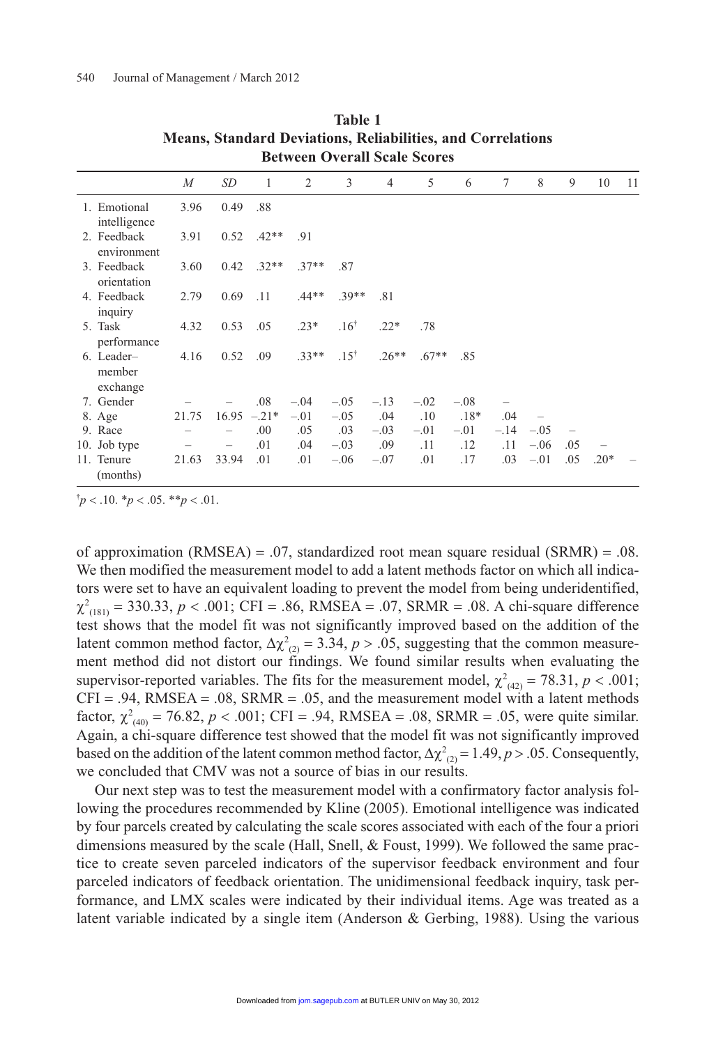**Table 1**
**Means, Standard Deviations, Reliabilities, and Correlations Between Overall Scale Scores**

| | *M* | *SD* | 1 | 2 | 3 | 4 | 5 | 6 | 7 | 8 | 9 | 10 | 11 |
|---|---|---|---|---|---|---|---|---|---|---|---|---|---|
| 1. Emotional intelligence | 3.96 | 0.49 | .88 | | | | | | | | | | |
| 2. Feedback environment | 3.91 | 0.52 | .42** | .91 | | | | | | | | | |
| 3. Feedback orientation | 3.60 | 0.42 | .32** | .37** | .87 | | | | | | | | |
| 4. Feedback inquiry | 2.79 | 0.69 | .11 | .44** | .39** | .81 | | | | | | | |
| 5. Task performance | 4.32 | 0.53 | .05 | .23* | .16† | .22* | .78 | | | | | | |
| 6. Leader–member exchange | 4.16 | 0.52 | .09 | .33** | .15† | .26** | .67** | .85 | | | | | |
| 7. Gender | – | – | .08 | −.04 | −.05 | −.13 | −.02 | −.08 | – | | | | |
| 8. Age | 21.75 | 16.95 | −.21* | −.01 | −.05 | .04 | .10 | .18* | .04 | – | | | |
| 9. Race | – | – | .00 | .05 | .03 | −.03 | −.01 | −.01 | −.14 | −.05 | – | | |
| 10. Job type | – | – | .01 | .04 | −.03 | .09 | .11 | .12 | .11 | −.06 | .05 | – | |
| 11. Tenure (months) | 21.63 | 33.94 | .01 | .01 | −.06 | −.07 | .01 | .17 | .03 | −.01 | .05 | .20* | – |

†$p < .10$. *$p < .05$. **$p < .01$.

of approximation (RMSEA) = .07, standardized root mean square residual (SRMR) = .08. We then modified the measurement model to add a latent methods factor on which all indicators were set to have an equivalent loading to prevent the model from being underidentified, $\chi^2_{(181)} = 330.33$, $p < .001$; CFI = .86, RMSEA = .07, SRMR = .08. A chi-square difference test shows that the model fit was not significantly improved based on the addition of the latent common method factor, $\Delta\chi^2_{(2)} = 3.34$, $p > .05$, suggesting that the common measurement method did not distort our findings. We found similar results when evaluating the supervisor-reported variables. The fits for the measurement model, $\chi^2_{(42)} = 78.31$, $p < .001$; CFI = .94, RMSEA = .08, SRMR = .05, and the measurement model with a latent methods factor, $\chi^2_{(40)} = 76.82$, $p < .001$; CFI = .94, RMSEA = .08, SRMR = .05, were quite similar. Again, a chi-square difference test showed that the model fit was not significantly improved based on the addition of the latent common method factor, $\Delta\chi^2_{(2)} = 1.49$, $p > .05$. Consequently, we concluded that CMV was not a source of bias in our results.

Our next step was to test the measurement model with a confirmatory factor analysis following the procedures recommended by Kline (2005). Emotional intelligence was indicated by four parcels created by calculating the scale scores associated with each of the four a priori dimensions measured by the scale (Hall, Snell, & Foust, 1999). We followed the same practice to create seven parceled indicators of the supervisor feedback environment and four parceled indicators of feedback orientation. The unidimensional feedback inquiry, task performance, and LMX scales were indicated by their individual items. Age was treated as a latent variable indicated by a single item (Anderson & Gerbing, 1988). Using the various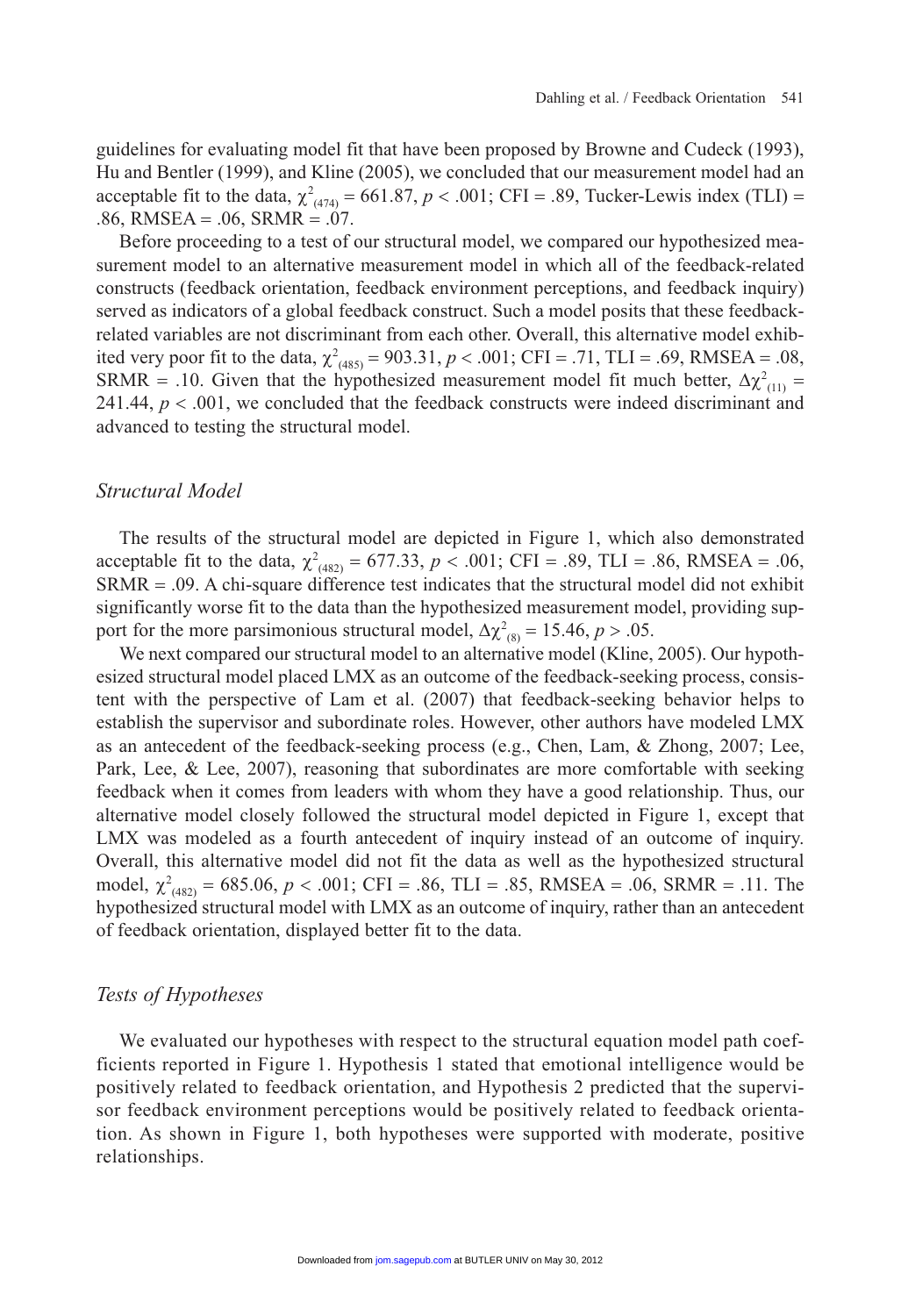guidelines for evaluating model fit that have been proposed by Browne and Cudeck (1993), Hu and Bentler (1999), and Kline (2005), we concluded that our measurement model had an acceptable fit to the data, $\chi^2_{(474)} = 661.87$, $p < .001$; CFI = .89, Tucker-Lewis index (TLI) = .86, RMSEA = .06, SRMR = .07.

Before proceeding to a test of our structural model, we compared our hypothesized measurement model to an alternative measurement model in which all of the feedback-related constructs (feedback orientation, feedback environment perceptions, and feedback inquiry) served as indicators of a global feedback construct. Such a model posits that these feedback-related variables are not discriminant from each other. Overall, this alternative model exhibited very poor fit to the data, $\chi^2_{(485)} = 903.31$, $p < .001$; CFI = .71, TLI = .69, RMSEA = .08, SRMR = .10. Given that the hypothesized measurement model fit much better, $\Delta\chi^2_{(11)} = 241.44$, $p < .001$, we concluded that the feedback constructs were indeed discriminant and advanced to testing the structural model.

## *Structural Model*

The results of the structural model are depicted in Figure 1, which also demonstrated acceptable fit to the data, $\chi^2_{(482)} = 677.33$, $p < .001$; CFI = .89, TLI = .86, RMSEA = .06, SRMR = .09. A chi-square difference test indicates that the structural model did not exhibit significantly worse fit to the data than the hypothesized measurement model, providing support for the more parsimonious structural model, $\Delta\chi^2_{(8)} = 15.46$, $p > .05$.

We next compared our structural model to an alternative model (Kline, 2005). Our hypothesized structural model placed LMX as an outcome of the feedback-seeking process, consistent with the perspective of Lam et al. (2007) that feedback-seeking behavior helps to establish the supervisor and subordinate roles. However, other authors have modeled LMX as an antecedent of the feedback-seeking process (e.g., Chen, Lam, & Zhong, 2007; Lee, Park, Lee, & Lee, 2007), reasoning that subordinates are more comfortable with seeking feedback when it comes from leaders with whom they have a good relationship. Thus, our alternative model closely followed the structural model depicted in Figure 1, except that LMX was modeled as a fourth antecedent of inquiry instead of an outcome of inquiry. Overall, this alternative model did not fit the data as well as the hypothesized structural model, $\chi^2_{(482)} = 685.06$, $p < .001$; CFI = .86, TLI = .85, RMSEA = .06, SRMR = .11. The hypothesized structural model with LMX as an outcome of inquiry, rather than an antecedent of feedback orientation, displayed better fit to the data.

## *Tests of Hypotheses*

We evaluated our hypotheses with respect to the structural equation model path coefficients reported in Figure 1. Hypothesis 1 stated that emotional intelligence would be positively related to feedback orientation, and Hypothesis 2 predicted that the supervisor feedback environment perceptions would be positively related to feedback orientation. As shown in Figure 1, both hypotheses were supported with moderate, positive relationships.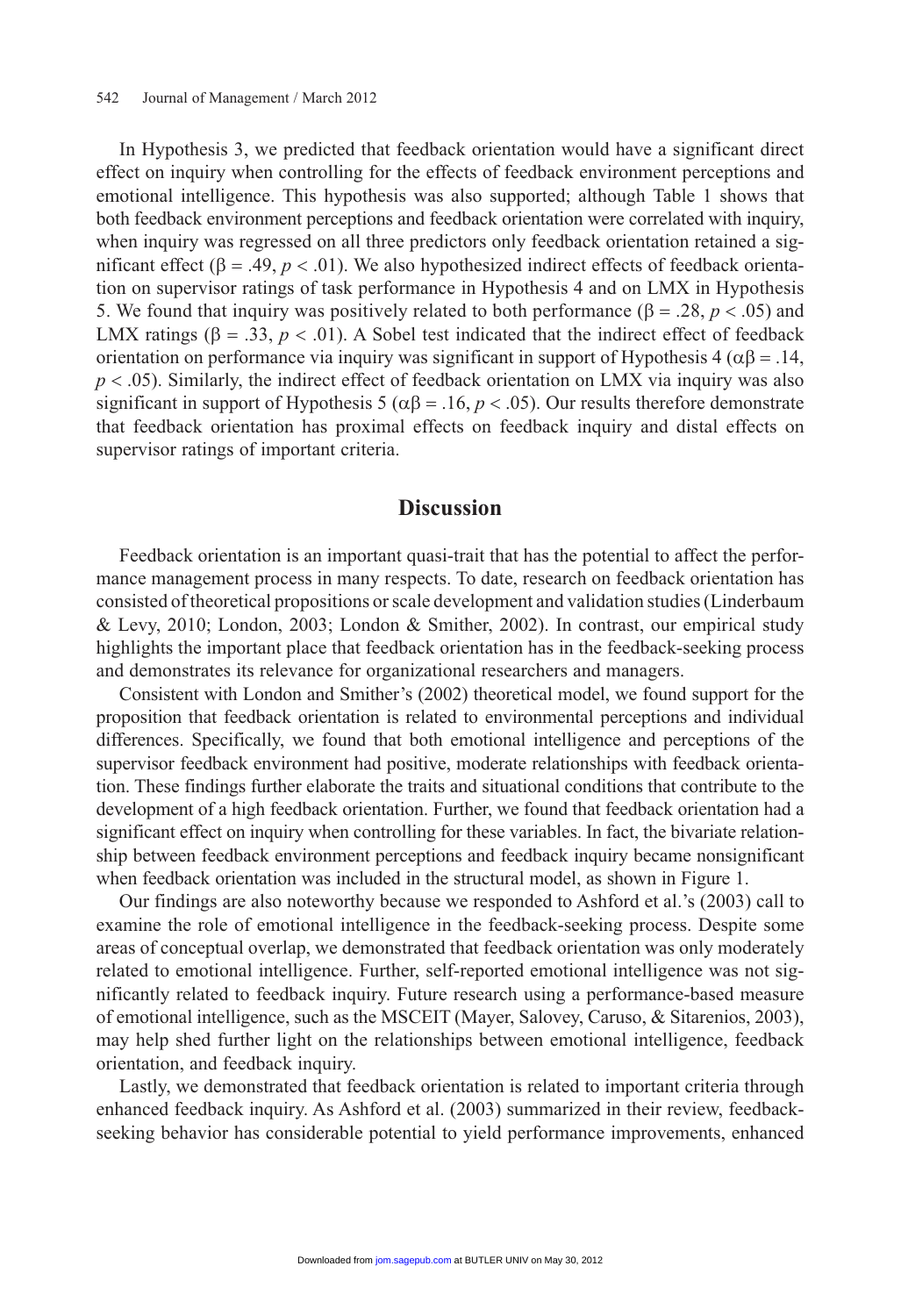In Hypothesis 3, we predicted that feedback orientation would have a significant direct effect on inquiry when controlling for the effects of feedback environment perceptions and emotional intelligence. This hypothesis was also supported; although Table 1 shows that both feedback environment perceptions and feedback orientation were correlated with inquiry, when inquiry was regressed on all three predictors only feedback orientation retained a significant effect ($\beta = .49$, $p < .01$). We also hypothesized indirect effects of feedback orientation on supervisor ratings of task performance in Hypothesis 4 and on LMX in Hypothesis 5. We found that inquiry was positively related to both performance ($\beta = .28$, $p < .05$) and LMX ratings ($\beta = .33$, $p < .01$). A Sobel test indicated that the indirect effect of feedback orientation on performance via inquiry was significant in support of Hypothesis 4 ($\alpha\beta = .14$, $p < .05$). Similarly, the indirect effect of feedback orientation on LMX via inquiry was also significant in support of Hypothesis 5 ($\alpha\beta = .16$, $p < .05$). Our results therefore demonstrate that feedback orientation has proximal effects on feedback inquiry and distal effects on supervisor ratings of important criteria.

## Discussion

Feedback orientation is an important quasi-trait that has the potential to affect the performance management process in many respects. To date, research on feedback orientation has consisted of theoretical propositions or scale development and validation studies (Linderbaum & Levy, 2010; London, 2003; London & Smither, 2002). In contrast, our empirical study highlights the important place that feedback orientation has in the feedback-seeking process and demonstrates its relevance for organizational researchers and managers.

Consistent with London and Smither's (2002) theoretical model, we found support for the proposition that feedback orientation is related to environmental perceptions and individual differences. Specifically, we found that both emotional intelligence and perceptions of the supervisor feedback environment had positive, moderate relationships with feedback orientation. These findings further elaborate the traits and situational conditions that contribute to the development of a high feedback orientation. Further, we found that feedback orientation had a significant effect on inquiry when controlling for these variables. In fact, the bivariate relationship between feedback environment perceptions and feedback inquiry became nonsignificant when feedback orientation was included in the structural model, as shown in Figure 1.

Our findings are also noteworthy because we responded to Ashford et al.'s (2003) call to examine the role of emotional intelligence in the feedback-seeking process. Despite some areas of conceptual overlap, we demonstrated that feedback orientation was only moderately related to emotional intelligence. Further, self-reported emotional intelligence was not significantly related to feedback inquiry. Future research using a performance-based measure of emotional intelligence, such as the MSCEIT (Mayer, Salovey, Caruso, & Sitarenios, 2003), may help shed further light on the relationships between emotional intelligence, feedback orientation, and feedback inquiry.

Lastly, we demonstrated that feedback orientation is related to important criteria through enhanced feedback inquiry. As Ashford et al. (2003) summarized in their review, feedback-seeking behavior has considerable potential to yield performance improvements, enhanced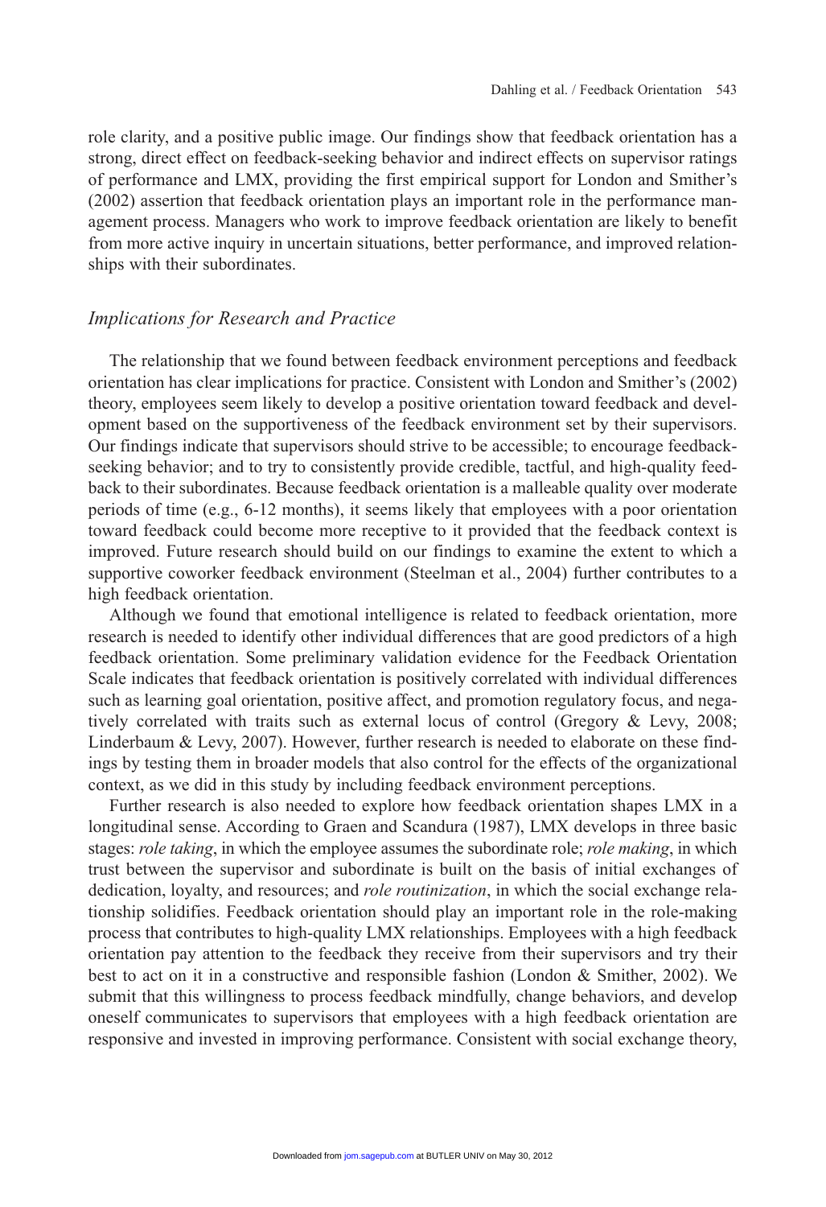role clarity, and a positive public image. Our findings show that feedback orientation has a strong, direct effect on feedback-seeking behavior and indirect effects on supervisor ratings of performance and LMX, providing the first empirical support for London and Smither's (2002) assertion that feedback orientation plays an important role in the performance management process. Managers who work to improve feedback orientation are likely to benefit from more active inquiry in uncertain situations, better performance, and improved relationships with their subordinates.

## *Implications for Research and Practice*

The relationship that we found between feedback environment perceptions and feedback orientation has clear implications for practice. Consistent with London and Smither's (2002) theory, employees seem likely to develop a positive orientation toward feedback and development based on the supportiveness of the feedback environment set by their supervisors. Our findings indicate that supervisors should strive to be accessible; to encourage feedback-seeking behavior; and to try to consistently provide credible, tactful, and high-quality feedback to their subordinates. Because feedback orientation is a malleable quality over moderate periods of time (e.g., 6-12 months), it seems likely that employees with a poor orientation toward feedback could become more receptive to it provided that the feedback context is improved. Future research should build on our findings to examine the extent to which a supportive coworker feedback environment (Steelman et al., 2004) further contributes to a high feedback orientation.

Although we found that emotional intelligence is related to feedback orientation, more research is needed to identify other individual differences that are good predictors of a high feedback orientation. Some preliminary validation evidence for the Feedback Orientation Scale indicates that feedback orientation is positively correlated with individual differences such as learning goal orientation, positive affect, and promotion regulatory focus, and negatively correlated with traits such as external locus of control (Gregory & Levy, 2008; Linderbaum & Levy, 2007). However, further research is needed to elaborate on these findings by testing them in broader models that also control for the effects of the organizational context, as we did in this study by including feedback environment perceptions.

Further research is also needed to explore how feedback orientation shapes LMX in a longitudinal sense. According to Graen and Scandura (1987), LMX develops in three basic stages: *role taking*, in which the employee assumes the subordinate role; *role making*, in which trust between the supervisor and subordinate is built on the basis of initial exchanges of dedication, loyalty, and resources; and *role routinization*, in which the social exchange relationship solidifies. Feedback orientation should play an important role in the role-making process that contributes to high-quality LMX relationships. Employees with a high feedback orientation pay attention to the feedback they receive from their supervisors and try their best to act on it in a constructive and responsible fashion (London & Smither, 2002). We submit that this willingness to process feedback mindfully, change behaviors, and develop oneself communicates to supervisors that employees with a high feedback orientation are responsive and invested in improving performance. Consistent with social exchange theory,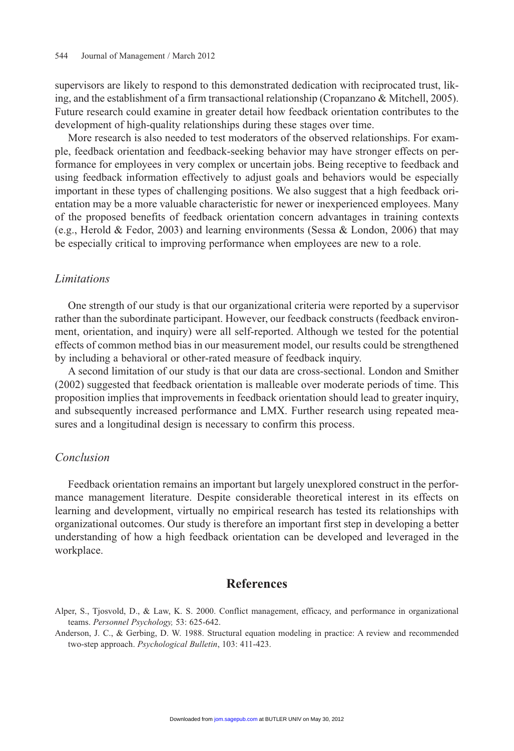supervisors are likely to respond to this demonstrated dedication with reciprocated trust, liking, and the establishment of a firm transactional relationship (Cropanzano & Mitchell, 2005). Future research could examine in greater detail how feedback orientation contributes to the development of high-quality relationships during these stages over time.

More research is also needed to test moderators of the observed relationships. For example, feedback orientation and feedback-seeking behavior may have stronger effects on performance for employees in very complex or uncertain jobs. Being receptive to feedback and using feedback information effectively to adjust goals and behaviors would be especially important in these types of challenging positions. We also suggest that a high feedback orientation may be a more valuable characteristic for newer or inexperienced employees. Many of the proposed benefits of feedback orientation concern advantages in training contexts (e.g., Herold & Fedor, 2003) and learning environments (Sessa & London, 2006) that may be especially critical to improving performance when employees are new to a role.

### *Limitations*

One strength of our study is that our organizational criteria were reported by a supervisor rather than the subordinate participant. However, our feedback constructs (feedback environment, orientation, and inquiry) were all self-reported. Although we tested for the potential effects of common method bias in our measurement model, our results could be strengthened by including a behavioral or other-rated measure of feedback inquiry.

A second limitation of our study is that our data are cross-sectional. London and Smither (2002) suggested that feedback orientation is malleable over moderate periods of time. This proposition implies that improvements in feedback orientation should lead to greater inquiry, and subsequently increased performance and LMX. Further research using repeated measures and a longitudinal design is necessary to confirm this process.

### *Conclusion*

Feedback orientation remains an important but largely unexplored construct in the performance management literature. Despite considerable theoretical interest in its effects on learning and development, virtually no empirical research has tested its relationships with organizational outcomes. Our study is therefore an important first step in developing a better understanding of how a high feedback orientation can be developed and leveraged in the workplace.

## References

Alper, S., Tjosvold, D., & Law, K. S. 2000. Conflict management, efficacy, and performance in organizational teams. *Personnel Psychology,* 53: 625-642.

Anderson, J. C., & Gerbing, D. W. 1988. Structural equation modeling in practice: A review and recommended two-step approach. *Psychological Bulletin*, 103: 411-423.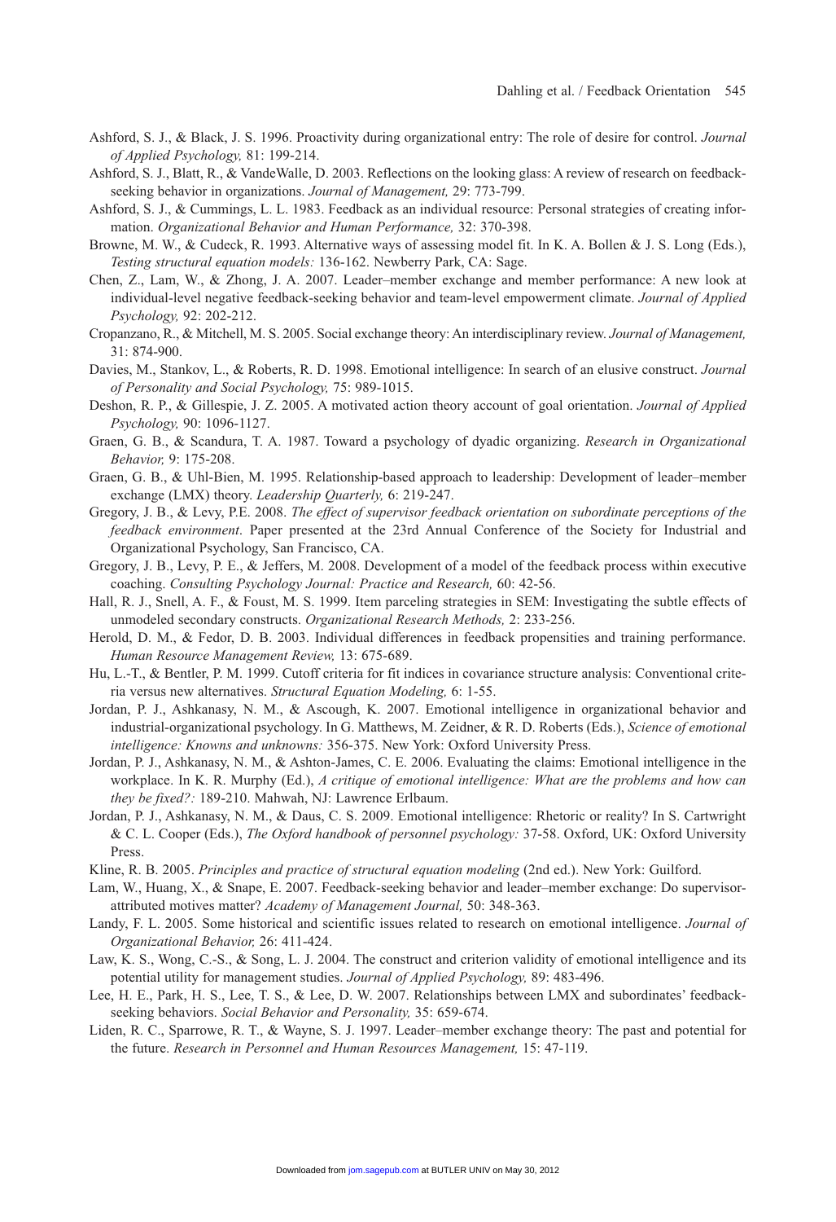Ashford, S. J., & Black, J. S. 1996. Proactivity during organizational entry: The role of desire for control. *Journal of Applied Psychology,* 81: 199-214.

Ashford, S. J., Blatt, R., & VandeWalle, D. 2003. Reflections on the looking glass: A review of research on feedback-seeking behavior in organizations. *Journal of Management,* 29: 773-799.

Ashford, S. J., & Cummings, L. L. 1983. Feedback as an individual resource: Personal strategies of creating information. *Organizational Behavior and Human Performance,* 32: 370-398.

Browne, M. W., & Cudeck, R. 1993. Alternative ways of assessing model fit. In K. A. Bollen & J. S. Long (Eds.), *Testing structural equation models:* 136-162. Newberry Park, CA: Sage.

Chen, Z., Lam, W., & Zhong, J. A. 2007. Leader–member exchange and member performance: A new look at individual-level negative feedback-seeking behavior and team-level empowerment climate. *Journal of Applied Psychology,* 92: 202-212.

Cropanzano, R., & Mitchell, M. S. 2005. Social exchange theory: An interdisciplinary review. *Journal of Management,* 31: 874-900.

Davies, M., Stankov, L., & Roberts, R. D. 1998. Emotional intelligence: In search of an elusive construct. *Journal of Personality and Social Psychology,* 75: 989-1015.

Deshon, R. P., & Gillespie, J. Z. 2005. A motivated action theory account of goal orientation. *Journal of Applied Psychology,* 90: 1096-1127.

Graen, G. B., & Scandura, T. A. 1987. Toward a psychology of dyadic organizing. *Research in Organizational Behavior,* 9: 175-208.

Graen, G. B., & Uhl-Bien, M. 1995. Relationship-based approach to leadership: Development of leader–member exchange (LMX) theory. *Leadership Quarterly,* 6: 219-247.

Gregory, J. B., & Levy, P.E. 2008. *The effect of supervisor feedback orientation on subordinate perceptions of the feedback environment*. Paper presented at the 23rd Annual Conference of the Society for Industrial and Organizational Psychology, San Francisco, CA.

Gregory, J. B., Levy, P. E., & Jeffers, M. 2008. Development of a model of the feedback process within executive coaching. *Consulting Psychology Journal: Practice and Research,* 60: 42-56.

Hall, R. J., Snell, A. F., & Foust, M. S. 1999. Item parceling strategies in SEM: Investigating the subtle effects of unmodeled secondary constructs. *Organizational Research Methods,* 2: 233-256.

Herold, D. M., & Fedor, D. B. 2003. Individual differences in feedback propensities and training performance. *Human Resource Management Review,* 13: 675-689.

Hu, L.-T., & Bentler, P. M. 1999. Cutoff criteria for fit indices in covariance structure analysis: Conventional criteria versus new alternatives. *Structural Equation Modeling,* 6: 1-55.

Jordan, P. J., Ashkanasy, N. M., & Ascough, K. 2007. Emotional intelligence in organizational behavior and industrial-organizational psychology. In G. Matthews, M. Zeidner, & R. D. Roberts (Eds.), *Science of emotional intelligence: Knowns and unknowns:* 356-375. New York: Oxford University Press.

Jordan, P. J., Ashkanasy, N. M., & Ashton-James, C. E. 2006. Evaluating the claims: Emotional intelligence in the workplace. In K. R. Murphy (Ed.), *A critique of emotional intelligence: What are the problems and how can they be fixed?:* 189-210. Mahwah, NJ: Lawrence Erlbaum.

Jordan, P. J., Ashkanasy, N. M., & Daus, C. S. 2009. Emotional intelligence: Rhetoric or reality? In S. Cartwright & C. L. Cooper (Eds.), *The Oxford handbook of personnel psychology:* 37-58. Oxford, UK: Oxford University Press.

Kline, R. B. 2005. *Principles and practice of structural equation modeling* (2nd ed.). New York: Guilford.

Lam, W., Huang, X., & Snape, E. 2007. Feedback-seeking behavior and leader–member exchange: Do supervisor-attributed motives matter? *Academy of Management Journal,* 50: 348-363.

Landy, F. L. 2005. Some historical and scientific issues related to research on emotional intelligence. *Journal of Organizational Behavior,* 26: 411-424.

Law, K. S., Wong, C.-S., & Song, L. J. 2004. The construct and criterion validity of emotional intelligence and its potential utility for management studies. *Journal of Applied Psychology,* 89: 483-496.

Lee, H. E., Park, H. S., Lee, T. S., & Lee, D. W. 2007. Relationships between LMX and subordinates' feedback-seeking behaviors. *Social Behavior and Personality,* 35: 659-674.

Liden, R. C., Sparrowe, R. T., & Wayne, S. J. 1997. Leader–member exchange theory: The past and potential for the future. *Research in Personnel and Human Resources Management,* 15: 47-119.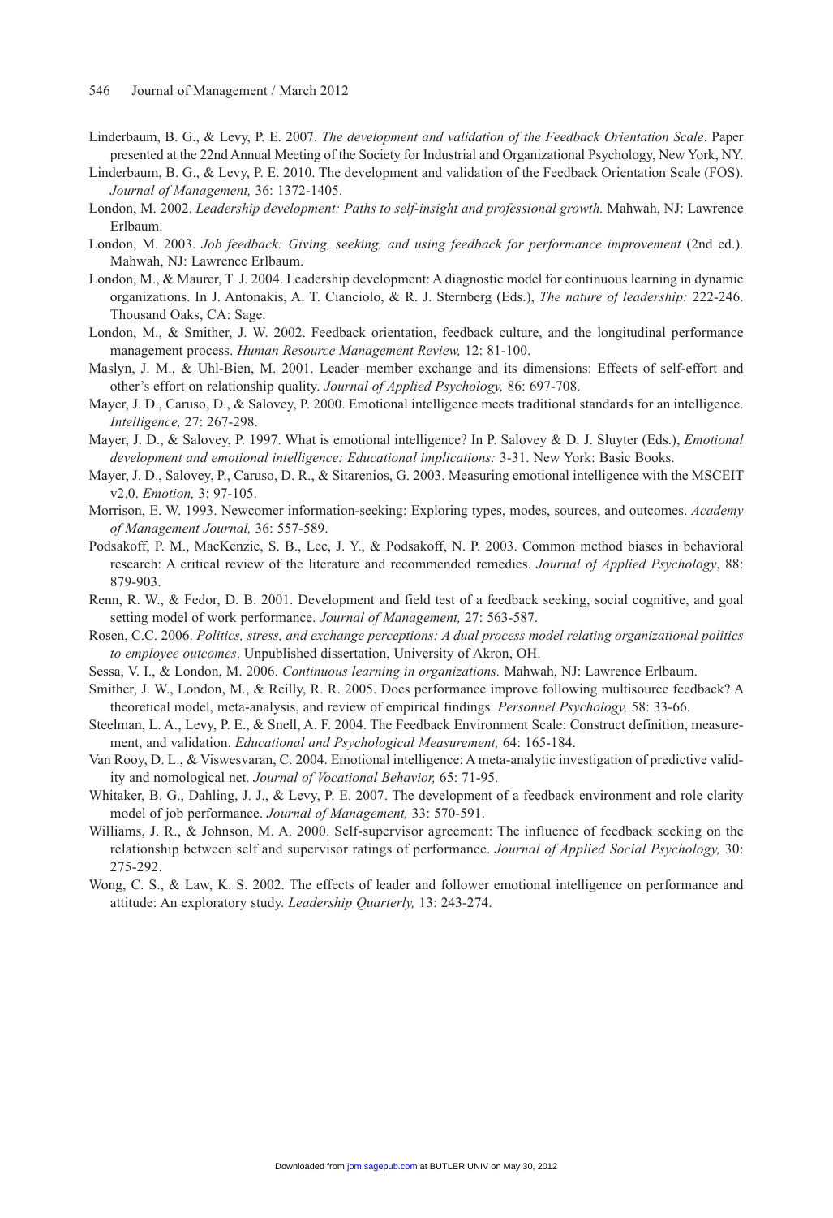Linderbaum, B. G., & Levy, P. E. 2007. *The development and validation of the Feedback Orientation Scale*. Paper presented at the 22nd Annual Meeting of the Society for Industrial and Organizational Psychology, New York, NY.

Linderbaum, B. G., & Levy, P. E. 2010. The development and validation of the Feedback Orientation Scale (FOS). *Journal of Management,* 36: 1372-1405.

London, M. 2002. *Leadership development: Paths to self-insight and professional growth.* Mahwah, NJ: Lawrence Erlbaum.

London, M. 2003. *Job feedback: Giving, seeking, and using feedback for performance improvement* (2nd ed.). Mahwah, NJ: Lawrence Erlbaum.

London, M., & Maurer, T. J. 2004. Leadership development: A diagnostic model for continuous learning in dynamic organizations. In J. Antonakis, A. T. Cianciolo, & R. J. Sternberg (Eds.), *The nature of leadership:* 222-246. Thousand Oaks, CA: Sage.

London, M., & Smither, J. W. 2002. Feedback orientation, feedback culture, and the longitudinal performance management process. *Human Resource Management Review,* 12: 81-100.

Maslyn, J. M., & Uhl-Bien, M. 2001. Leader–member exchange and its dimensions: Effects of self-effort and other's effort on relationship quality. *Journal of Applied Psychology,* 86: 697-708.

Mayer, J. D., Caruso, D., & Salovey, P. 2000. Emotional intelligence meets traditional standards for an intelligence. *Intelligence,* 27: 267-298.

Mayer, J. D., & Salovey, P. 1997. What is emotional intelligence? In P. Salovey & D. J. Sluyter (Eds.), *Emotional development and emotional intelligence: Educational implications:* 3-31. New York: Basic Books.

Mayer, J. D., Salovey, P., Caruso, D. R., & Sitarenios, G. 2003. Measuring emotional intelligence with the MSCEIT v2.0. *Emotion,* 3: 97-105.

Morrison, E. W. 1993. Newcomer information-seeking: Exploring types, modes, sources, and outcomes. *Academy of Management Journal,* 36: 557-589.

Podsakoff, P. M., MacKenzie, S. B., Lee, J. Y., & Podsakoff, N. P. 2003. Common method biases in behavioral research: A critical review of the literature and recommended remedies. *Journal of Applied Psychology*, 88: 879-903.

Renn, R. W., & Fedor, D. B. 2001. Development and field test of a feedback seeking, social cognitive, and goal setting model of work performance. *Journal of Management,* 27: 563-587.

Rosen, C.C. 2006. *Politics, stress, and exchange perceptions: A dual process model relating organizational politics to employee outcomes*. Unpublished dissertation, University of Akron, OH.

Sessa, V. I., & London, M. 2006. *Continuous learning in organizations.* Mahwah, NJ: Lawrence Erlbaum.

Smither, J. W., London, M., & Reilly, R. R. 2005. Does performance improve following multisource feedback? A theoretical model, meta-analysis, and review of empirical findings. *Personnel Psychology,* 58: 33-66.

Steelman, L. A., Levy, P. E., & Snell, A. F. 2004. The Feedback Environment Scale: Construct definition, measurement, and validation. *Educational and Psychological Measurement,* 64: 165-184.

Van Rooy, D. L., & Viswesvaran, C. 2004. Emotional intelligence: A meta-analytic investigation of predictive validity and nomological net. *Journal of Vocational Behavior,* 65: 71-95.

Whitaker, B. G., Dahling, J. J., & Levy, P. E. 2007. The development of a feedback environment and role clarity model of job performance. *Journal of Management,* 33: 570-591.

Williams, J. R., & Johnson, M. A. 2000. Self-supervisor agreement: The influence of feedback seeking on the relationship between self and supervisor ratings of performance. *Journal of Applied Social Psychology,* 30: 275-292.

Wong, C. S., & Law, K. S. 2002. The effects of leader and follower emotional intelligence on performance and attitude: An exploratory study. *Leadership Quarterly,* 13: 243-274.